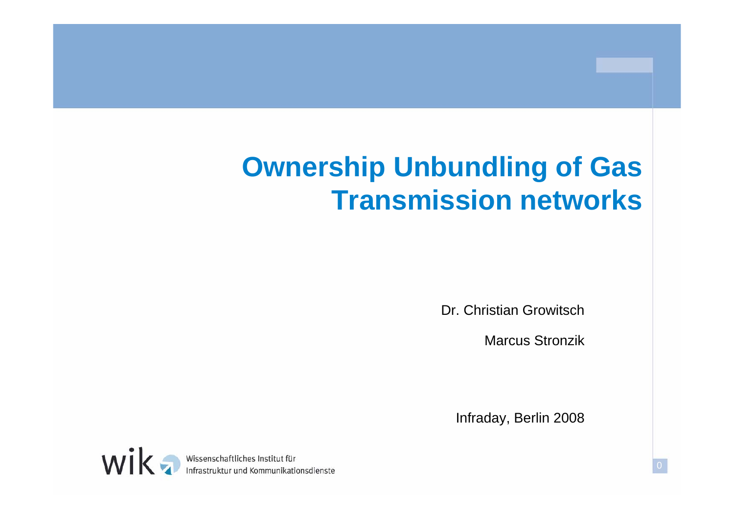# Ownership Unbundling of Gas Transmission networks

Dr. Christian Growitsch

Marcus Stronzik

Infraday, Berlin 2008

Wissenschaftliches Institut für Infrastruktur und Kommunikationsdienste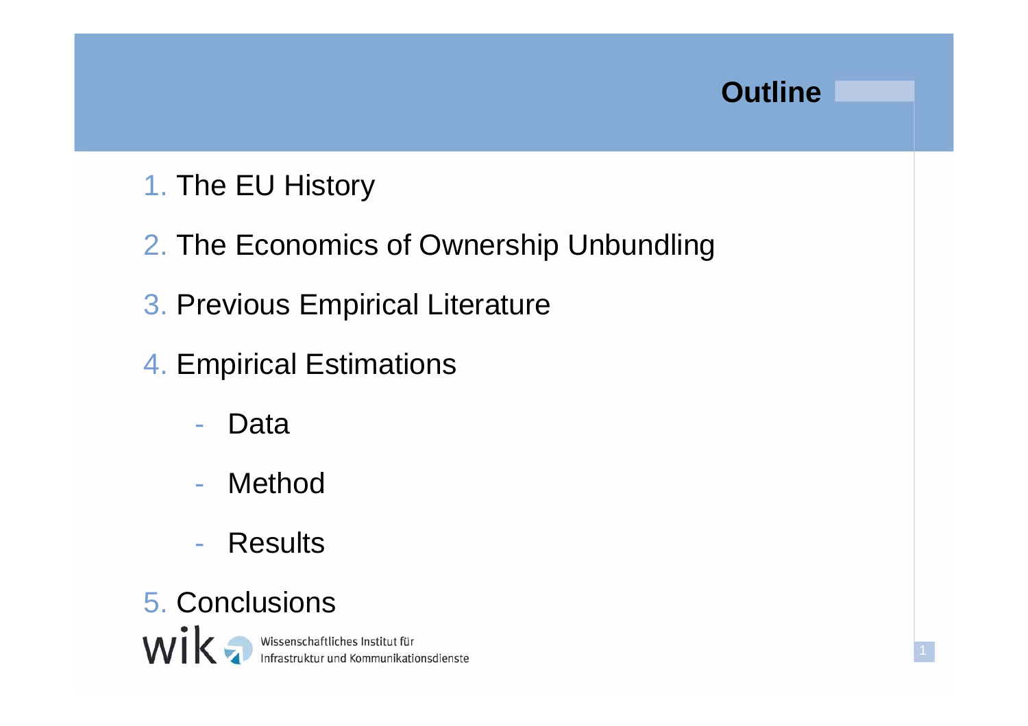# Outline

1. The EU History
2. The Economics of Ownership Unbundling
3. Previous Empirical Literature
4. Empirical Estimations
   - Data
   - Method
   - Results
5. Conclusions

Wissenschaftliches Institut für Infrastruktur und Kommunikationsdienste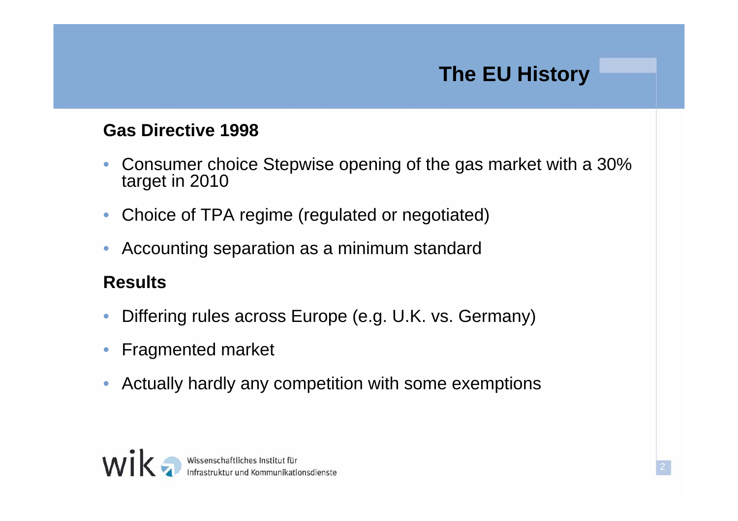# The EU History

## Gas Directive 1998

- Consumer choice Stepwise opening of the gas market with a 30% target in 2010
- Choice of TPA regime (regulated or negotiated)
- Accounting separation as a minimum standard

## Results

- Differing rules across Europe (e.g. U.K. vs. Germany)
- Fragmented market
- Actually hardly any competition with some exemptions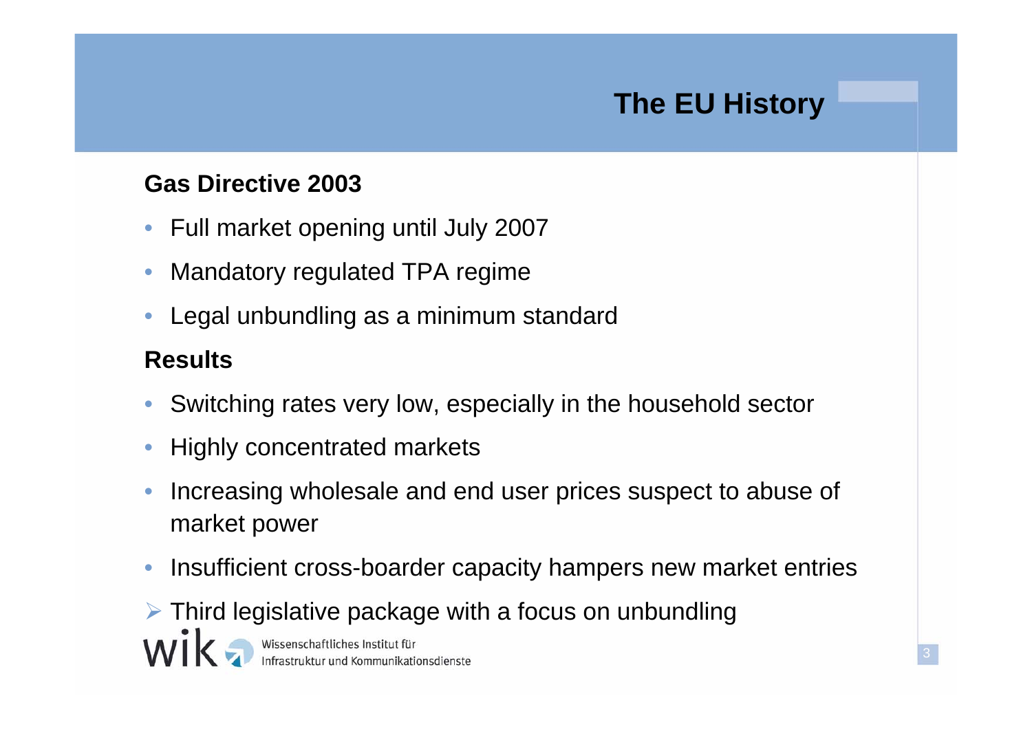# The EU History

**Gas Directive 2003**

- Full market opening until July 2007
- Mandatory regulated TPA regime
- Legal unbundling as a minimum standard

**Results**

- Switching rates very low, especially in the household sector
- Highly concentrated markets
- Increasing wholesale and end user prices suspect to abuse of market power
- Insufficient cross-boarder capacity hampers new market entries

➢ Third legislative package with a focus on unbundling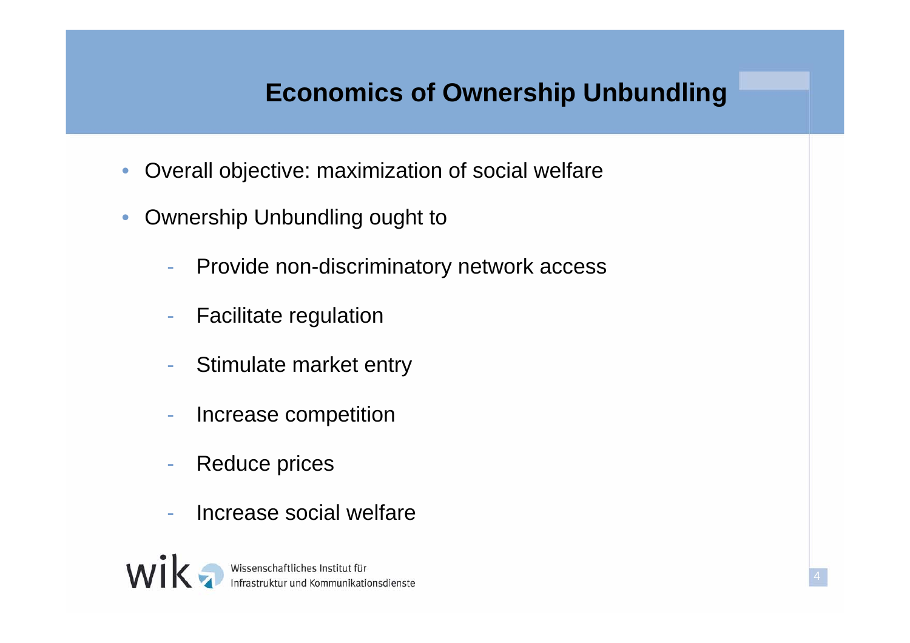# Economics of Ownership Unbundling

- Overall objective: maximization of social welfare
- Ownership Unbundling ought to
  - Provide non-discriminatory network access
  - Facilitate regulation
  - Stimulate market entry
  - Increase competition
  - Reduce prices
  - Increase social welfare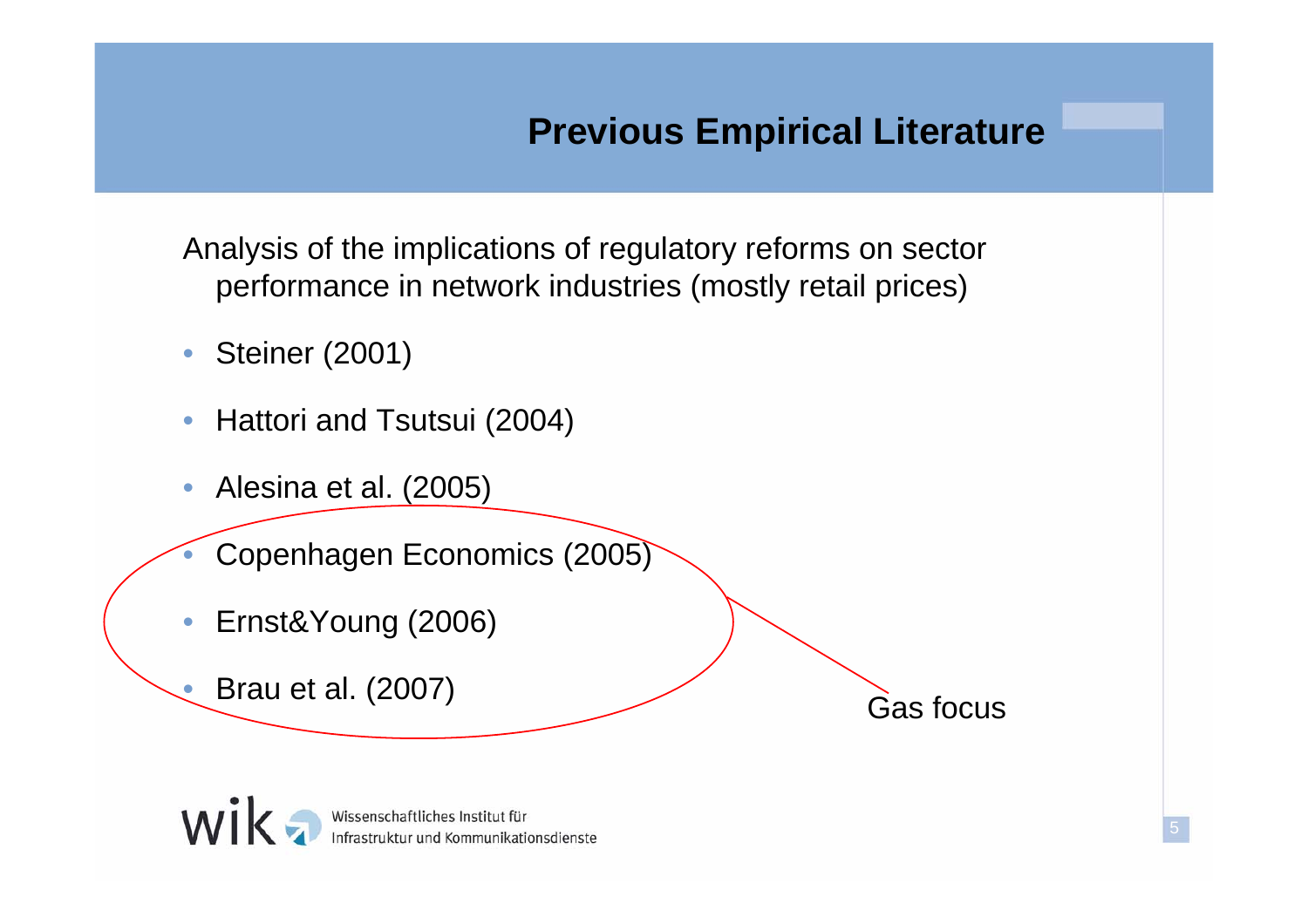# Previous Empirical Literature

Analysis of the implications of regulatory reforms on sector performance in network industries (mostly retail prices)

- Steiner (2001)
- Hattori and Tsutsui (2004)
- Alesina et al. (2005)
- Copenhagen Economics (2005)
- Ernst&Young (2006)
- Brau et al. (2007)

Gas focus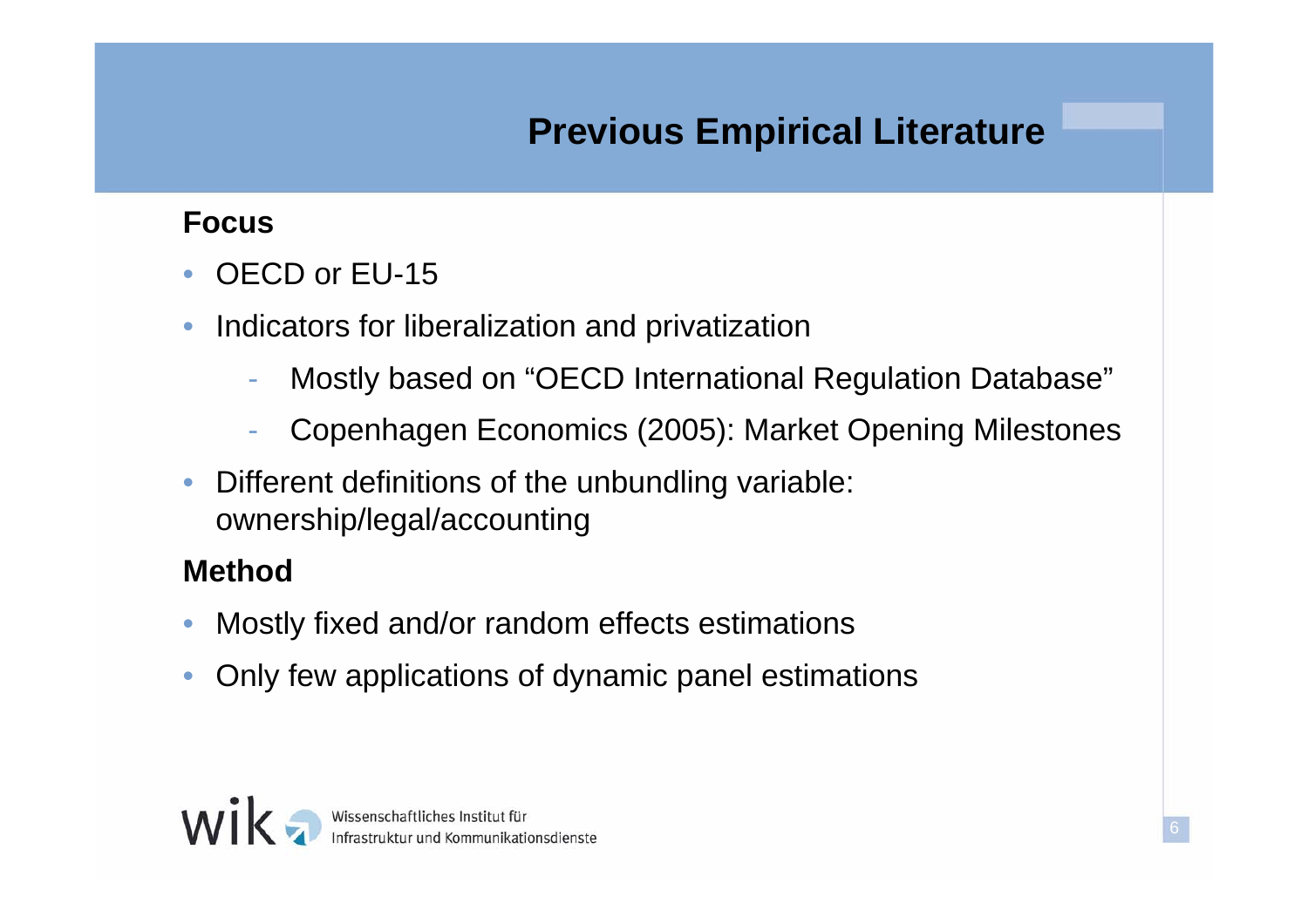# Previous Empirical Literature

**Focus**

- OECD or EU-15
- Indicators for liberalization and privatization
  - Mostly based on "OECD International Regulation Database"
  - Copenhagen Economics (2005): Market Opening Milestones
- Different definitions of the unbundling variable: ownership/legal/accounting

**Method**

- Mostly fixed and/or random effects estimations
- Only few applications of dynamic panel estimations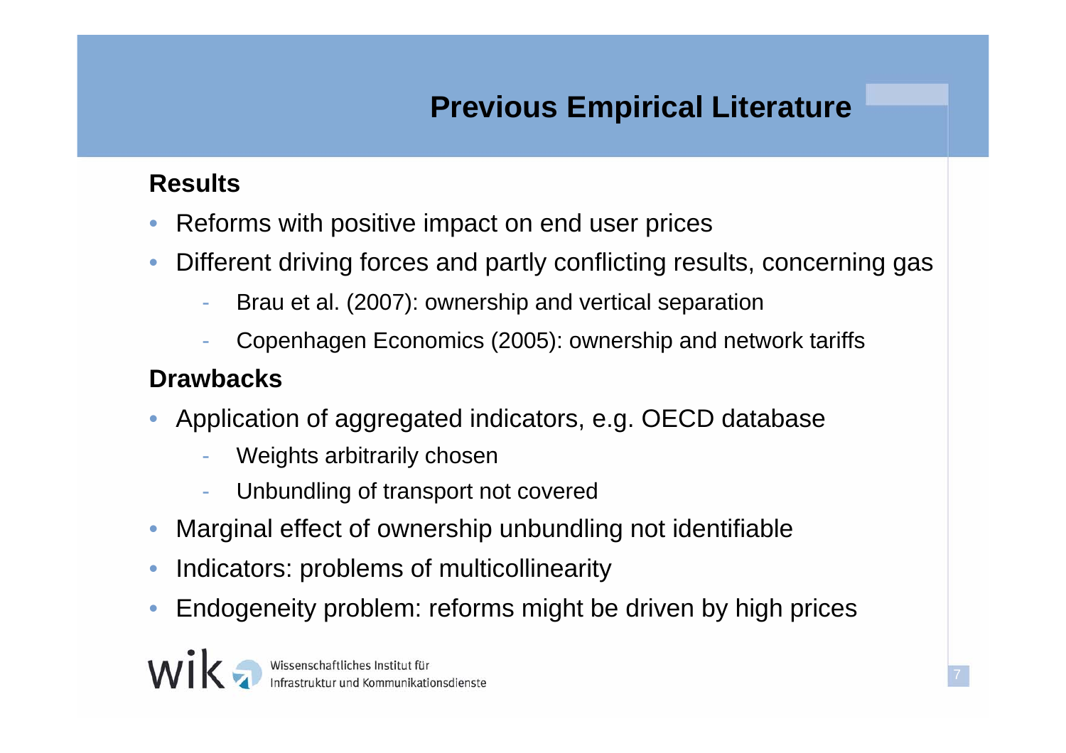# Previous Empirical Literature

**Results**

- Reforms with positive impact on end user prices
- Different driving forces and partly conflicting results, concerning gas
  - Brau et al. (2007): ownership and vertical separation
  - Copenhagen Economics (2005): ownership and network tariffs

**Drawbacks**

- Application of aggregated indicators, e.g. OECD database
  - Weights arbitrarily chosen
  - Unbundling of transport not covered
- Marginal effect of ownership unbundling not identifiable
- Indicators: problems of multicollinearity
- Endogeneity problem: reforms might be driven by high prices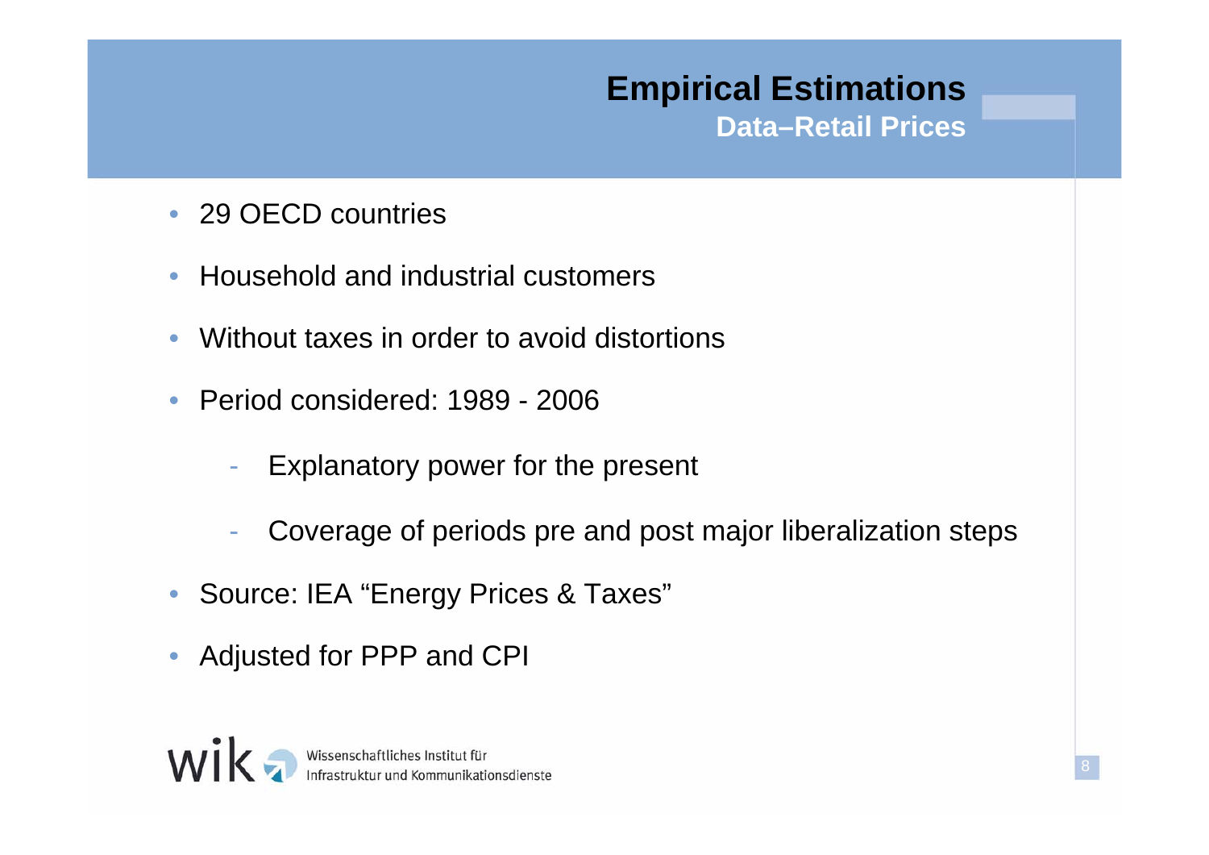# Empirical Estimations

## Data–Retail Prices

- 29 OECD countries
- Household and industrial customers
- Without taxes in order to avoid distortions
- Period considered: 1989 - 2006
  - Explanatory power for the present
  - Coverage of periods pre and post major liberalization steps
- Source: IEA "Energy Prices & Taxes"
- Adjusted for PPP and CPI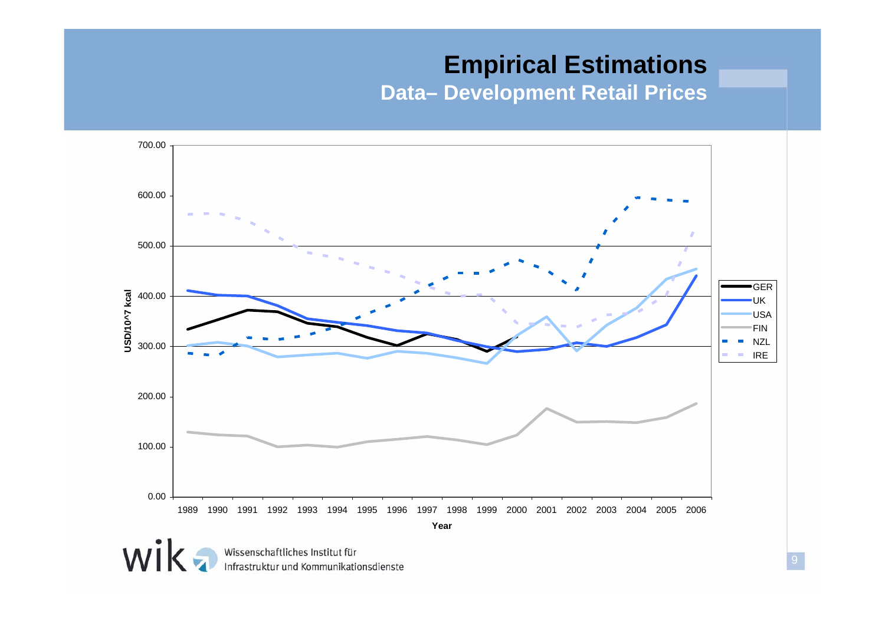# Empirical Estimations

## Data– Development Retail Prices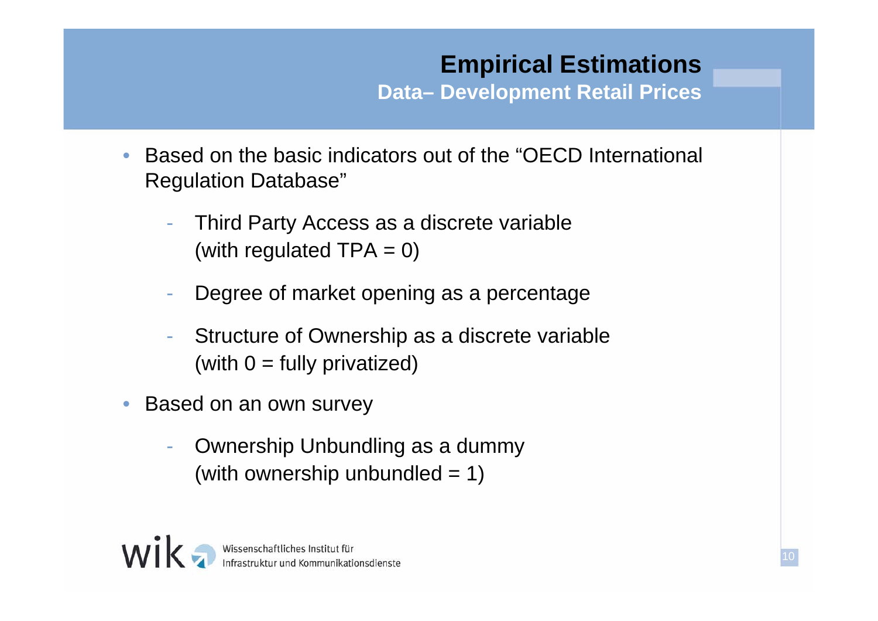# Empirical Estimations

## Data– Development Retail Prices

- Based on the basic indicators out of the "OECD International Regulation Database"
  - Third Party Access as a discrete variable (with regulated TPA = 0)
  - Degree of market opening as a percentage
  - Structure of Ownership as a discrete variable (with 0 = fully privatized)
- Based on an own survey
  - Ownership Unbundling as a dummy (with ownership unbundled = 1)

Wissenschaftliches Institut für Infrastruktur und Kommunikationsdienste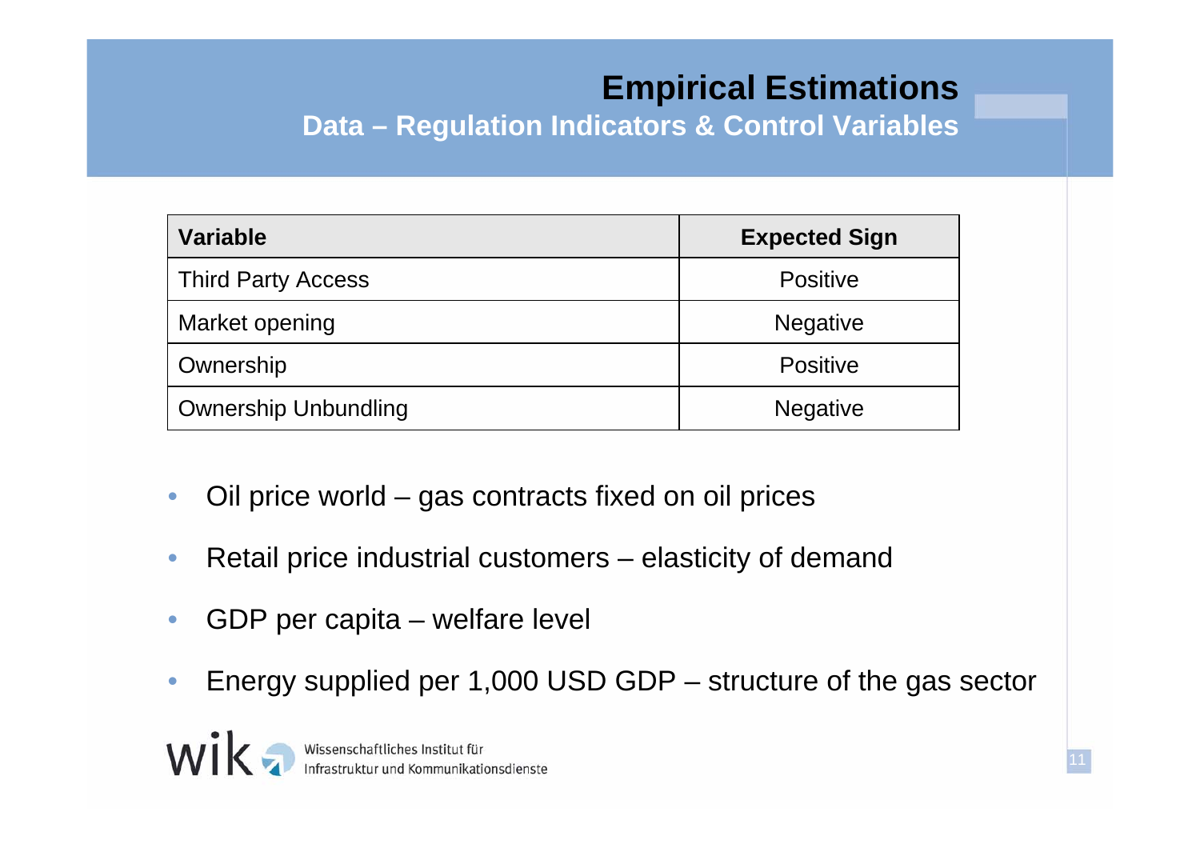# Empirical Estimations

## Data – Regulation Indicators & Control Variables

| Variable | Expected Sign |
|---|---|
| Third Party Access | Positive |
| Market opening | Negative |
| Ownership | Positive |
| Ownership Unbundling | Negative |

- Oil price world – gas contracts fixed on oil prices
- Retail price industrial customers – elasticity of demand
- GDP per capita – welfare level
- Energy supplied per 1,000 USD GDP – structure of the gas sector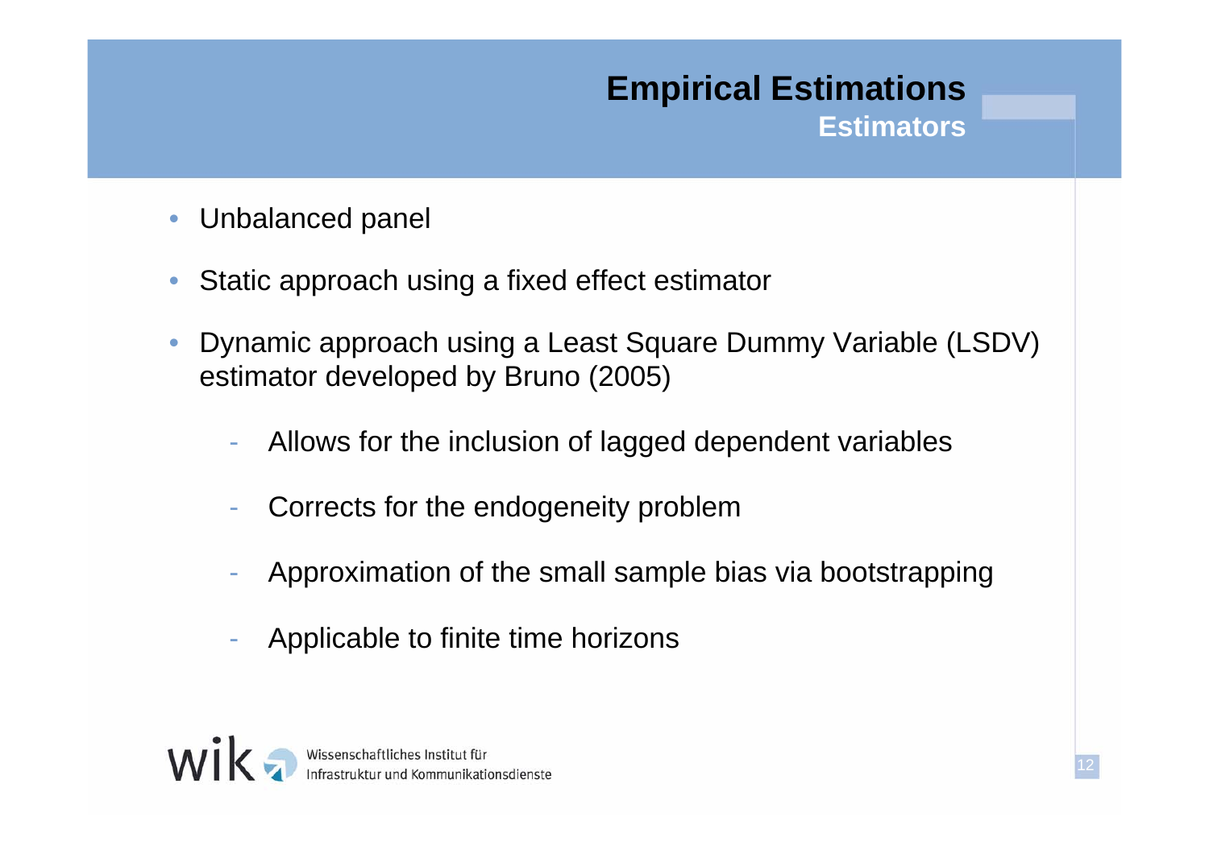# Empirical Estimations

## Estimators

- Unbalanced panel
- Static approach using a fixed effect estimator
- Dynamic approach using a Least Square Dummy Variable (LSDV) estimator developed by Bruno (2005)
  - Allows for the inclusion of lagged dependent variables
  - Corrects for the endogeneity problem
  - Approximation of the small sample bias via bootstrapping
  - Applicable to finite time horizons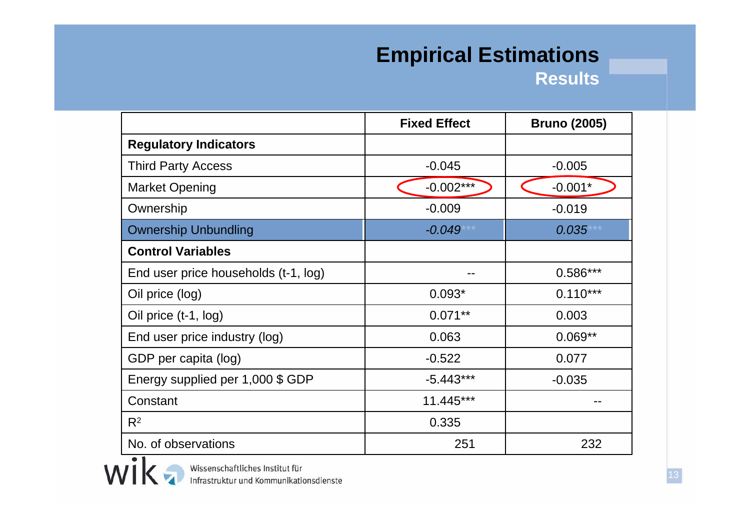# Empirical Estimations

## Results

| | Fixed Effect | Bruno (2005) |
|---|---|---|
| **Regulatory Indicators** | | |
| Third Party Access | -0.045 | -0.005 |
| Market Opening | -0.002*** | -0.001* |
| Ownership | -0.009 | -0.019 |
| Ownership Unbundling | *-0.049**** | *0.035**** |
| **Control Variables** | | |
| End user price households (t-1, log) | -- | 0.586*** |
| Oil price (log) | 0.093* | 0.110*** |
| Oil price (t-1, log) | 0.071** | 0.003 |
| End user price industry (log) | 0.063 | 0.069** |
| GDP per capita (log) | -0.522 | 0.077 |
| Energy supplied per 1,000 $ GDP | -5.443*** | -0.035 |
| Constant | 11.445*** | -- |
| $R^2$ | 0.335 | |
| No. of observations | 251 | 232 |

Wissenschaftliches Institut für Infrastruktur und Kommunikationsdienste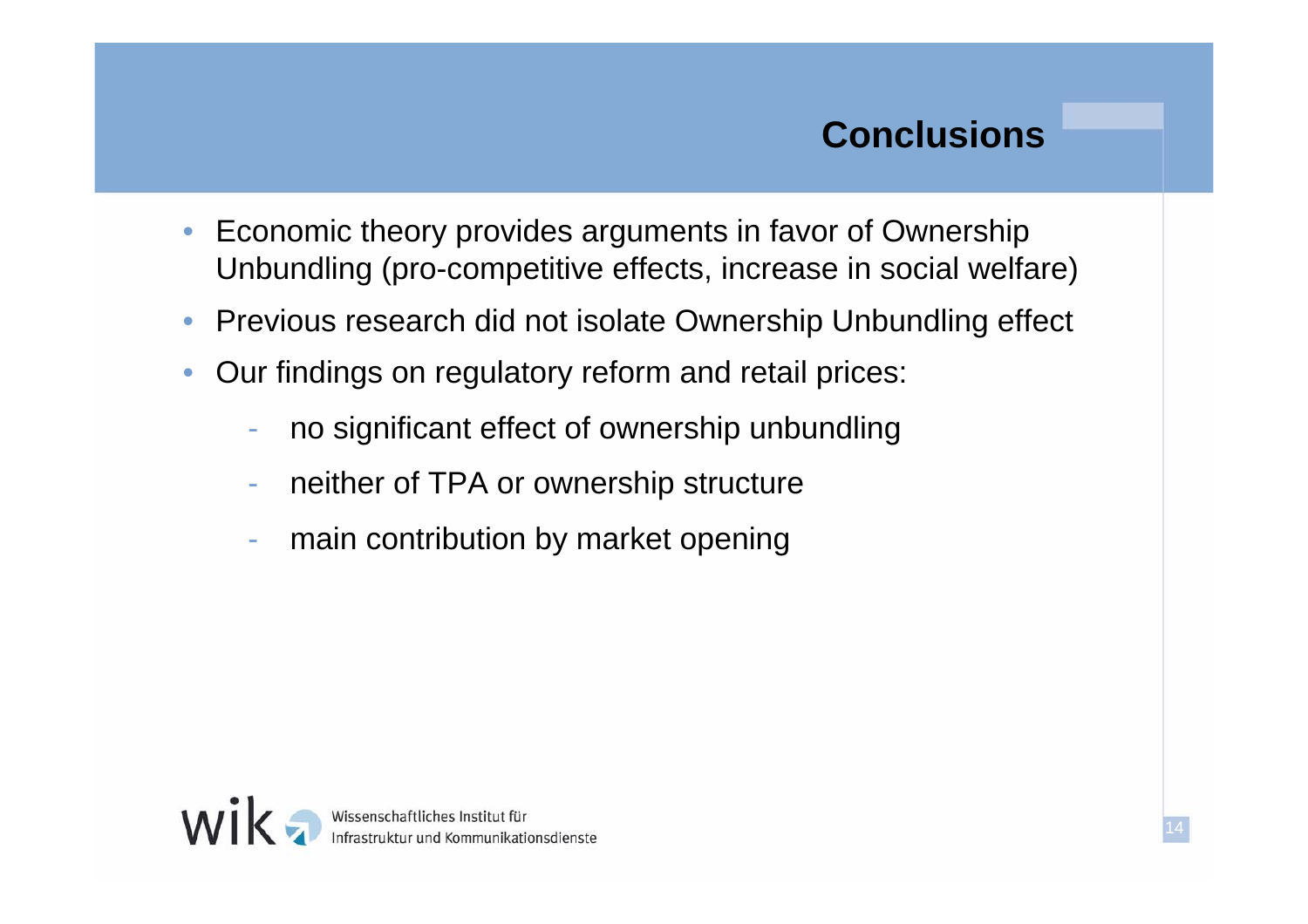# Conclusions

- Economic theory provides arguments in favor of Ownership Unbundling (pro-competitive effects, increase in social welfare)
- Previous research did not isolate Ownership Unbundling effect
- Our findings on regulatory reform and retail prices:
  - no significant effect of ownership unbundling
  - neither of TPA or ownership structure
  - main contribution by market opening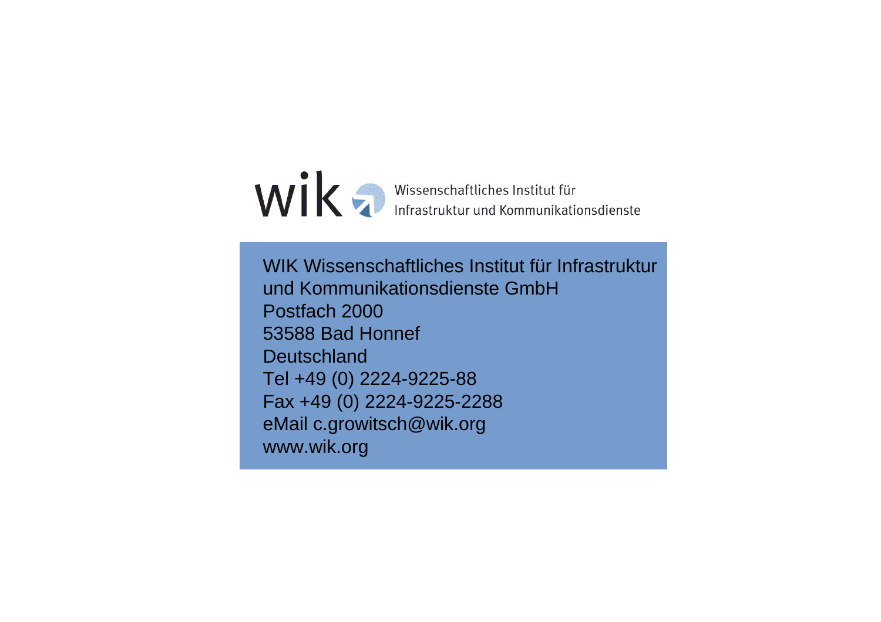wik Wissenschaftliches Institut für Infrastruktur und Kommunikationsdienste

WIK Wissenschaftliches Institut für Infrastruktur und Kommunikationsdienste GmbH
Postfach 2000
53588 Bad Honnef
Deutschland
Tel +49 (0) 2224-9225-88
Fax +49 (0) 2224-9225-2288
eMail c.growitsch@wik.org
www.wik.org